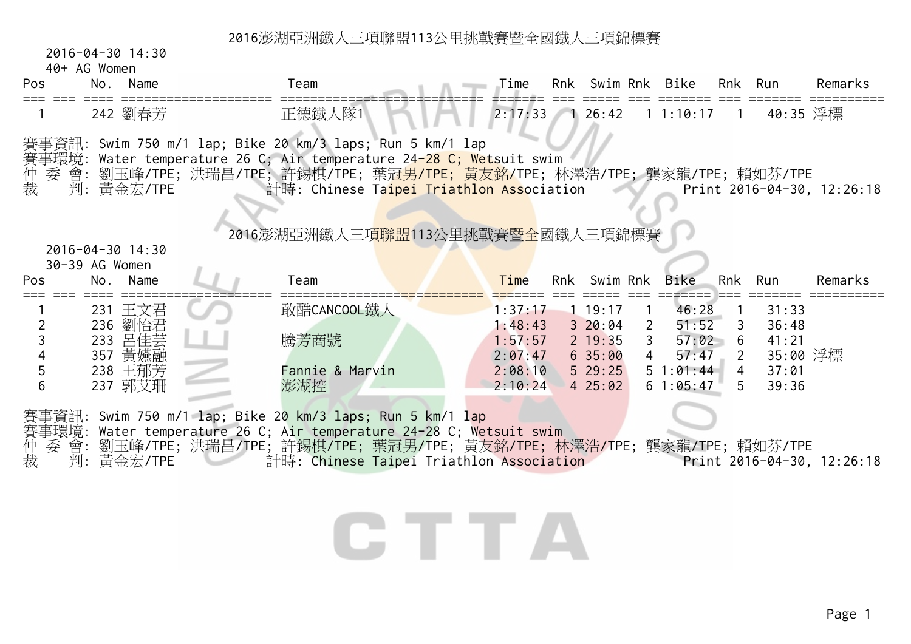## 2016澎湖亞洲鐵人三項聯盟113公里挑戰賽暨全國鐵人三項錦標賽

2016-04-30 14:30

40+ AG Women

| Pos | No. | Name | Team | Time | Rnk | Swim | Rnk | Bike | Rnk | Run | Remarks |
|---|---|---|---|---|---|---|---|---|---|---|---|
| 1 | 242 | 劉春芳 | 正德鐵人隊1 | 2:17:33 | 1 | 26:42 | 1 | 1:10:17 | 1 | 40:35 | 浮標 |

賽事資訊: Swim 750 m/1 lap; Bike 20 km/3 laps; Run 5 km/1 lap
賽事環境: Water temperature 26 C; Air temperature 24-28 C; Wetsuit swim
仲 委 會: 劉玉峰/TPE; 洪瑞昌/TPE; 許錫棋/TPE; 葉冠男/TPE; 黃友銘/TPE; 林澤浩/TPE; 龔家龍/TPE; 賴如芬/TPE
裁　　判: 黃金宏/TPE　計時: Chinese Taipei Triathlon Association　Print 2016-04-30, 12:26:18

## 2016澎湖亞洲鐵人三項聯盟113公里挑戰賽暨全國鐵人三項錦標賽

2016-04-30 14:30

30-39 AG Women

| Pos | No. | Name | Team | Time | Rnk | Swim | Rnk | Bike | Rnk | Run | Remarks |
|---|---|---|---|---|---|---|---|---|---|---|---|
| 1 | 231 | 王文君 | 敢酷CANCOOL鐵人 | 1:37:17 | 1 | 19:17 | 1 | 46:28 | 1 | 31:33 | |
| 2 | 236 | 劉怡君 | | 1:48:43 | 3 | 20:04 | 2 | 51:52 | 3 | 36:48 | |
| 3 | 233 | 呂佳芸 | 騰芳商號 | 1:57:57 | 2 | 19:35 | 3 | 57:02 | 6 | 41:21 | |
| 4 | 357 | 黃嫦融 | | 2:07:47 | 6 | 35:00 | 4 | 57:47 | 2 | 35:00 | 浮標 |
| 5 | 238 | 王郁芳 | Fannie & Marvin | 2:08:10 | 5 | 29:25 | 5 | 1:01:44 | 4 | 37:01 | |
| 6 | 237 | 郭艾珊 | 澎湖控 | 2:10:24 | 4 | 25:02 | 6 | 1:05:47 | 5 | 39:36 | |

賽事資訊: Swim 750 m/1 lap; Bike 20 km/3 laps; Run 5 km/1 lap
賽事環境: Water temperature 26 C; Air temperature 24-28 C; Wetsuit swim
仲 委 會: 劉玉峰/TPE; 洪瑞昌/TPE; 許錫棋/TPE; 葉冠男/TPE; 黃友銘/TPE; 林澤浩/TPE; 龔家龍/TPE; 賴如芬/TPE
裁　　判: 黃金宏/TPE　計時: Chinese Taipei Triathlon Association　Print 2016-04-30, 12:26:18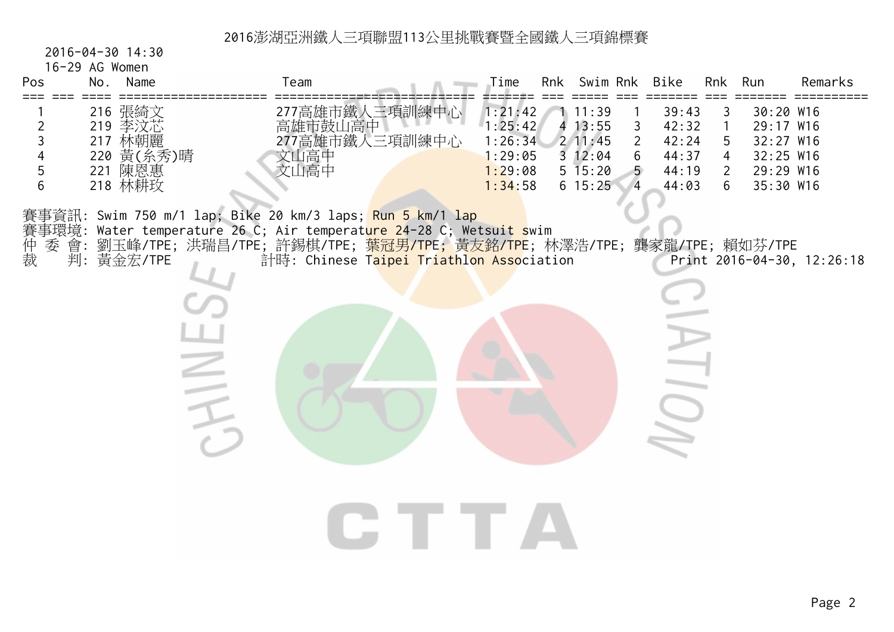# 2016澎湖亞洲鐵人三項聯盟113公里挑戰賽暨全國鐵人三項錦標賽

2016-04-30 14:30

16-29 AG Women

| Pos | No. | Name | Team | Time | Rnk | Swim | Rnk | Bike | Rnk | Run | Remarks |
|---|---|---|---|---|---|---|---|---|---|---|---|
| 1 | 216 | 張綺文 | 277高雄市鐵人三項訓練中心 | 1:21:42 | 1 | 11:39 | 1 | 39:43 | 3 | 30:20 | W16 |
| 2 | 219 | 李汶芯 | 高雄市鼓山高中 | 1:25:42 | 4 | 13:55 | 3 | 42:32 | 1 | 29:17 | W16 |
| 3 | 217 | 林朝麗 | 277高雄市鐵人三項訓練中心 | 1:26:34 | 2 | 11:45 | 2 | 42:24 | 5 | 32:27 | W16 |
| 4 | 220 | 黃(糸秀)晴 | 文山高中 | 1:29:05 | 3 | 12:04 | 6 | 44:37 | 4 | 32:25 | W16 |
| 5 | 221 | 陳恩惠 | 文山高中 | 1:29:08 | 5 | 15:20 | 5 | 44:19 | 2 | 29:29 | W16 |
| 6 | 218 | 林耕玟 | | 1:34:58 | 6 | 15:25 | 4 | 44:03 | 6 | 35:30 | W16 |

賽事資訊: Swim 750 m/1 lap; Bike 20 km/3 laps; Run 5 km/1 lap

賽事環境: Water temperature 26 C; Air temperature 24-28 C; Wetsuit swim

仲 委 會: 劉玉峰/TPE; 洪瑞昌/TPE; 許錫棋/TPE; 葉冠男/TPE; 黃友銘/TPE; 林澤浩/TPE; 龔家龍/TPE; 賴如芬/TPE

裁　　判: 黃金宏/TPE　　計時: Chinese Taipei Triathlon Association　　Print 2016-04-30, 12:26:18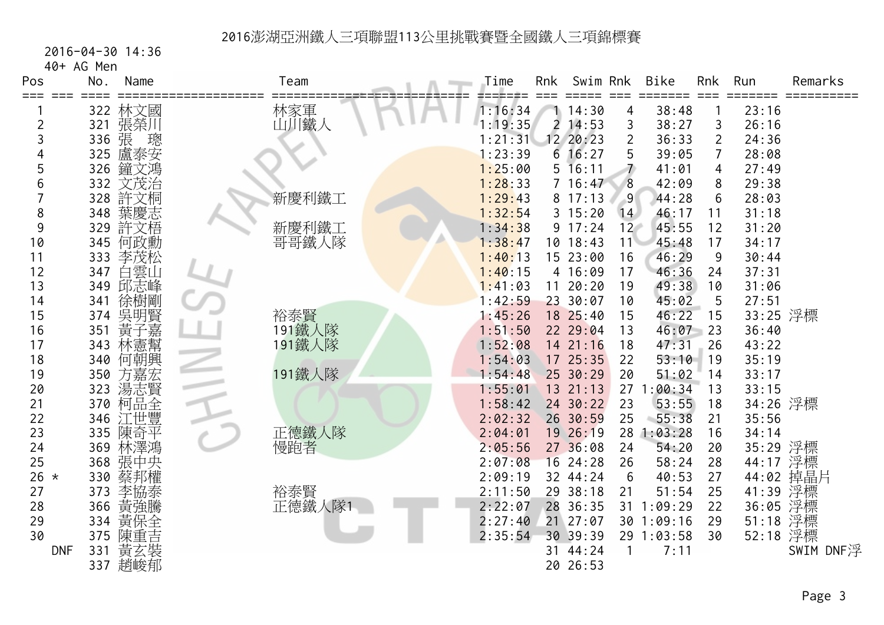# 2016澎湖亞洲鐵人三項聯盟113公里挑戰賽暨全國鐵人三項錦標賽

2016-04-30 14:36

40+ AG Men

| Pos | | No. | Name | Team | Time | Rnk | Swim | Rnk | Bike | Rnk | Run | Remarks |
|---|---|---|---|---|---|---|---|---|---|---|---|---|
| 1 | | 322 | 林文國 | 林家軍 | 1:16:34 | 1 | 14:30 | 4 | 38:48 | 1 | 23:16 | |
| 2 | | 321 | 張榮川 | 山川鐵人 | 1:19:35 | 2 | 14:53 | 3 | 38:27 | 3 | 26:16 | |
| 3 | | 336 | 張 璁 | | 1:21:31 | 12 | 20:23 | 2 | 36:33 | 2 | 24:36 | |
| 4 | | 325 | 盧泰安 | | 1:23:39 | 6 | 16:27 | 5 | 39:05 | 7 | 28:08 | |
| 5 | | 326 | 鐘文鴻 | | 1:25:00 | 5 | 16:11 | 7 | 41:01 | 4 | 27:49 | |
| 6 | | 332 | 文茂治 | | 1:28:33 | 7 | 16:47 | 8 | 42:09 | 8 | 29:38 | |
| 7 | | 328 | 許文桐 | 新慶利鐵工 | 1:29:43 | 8 | 17:13 | 9 | 44:28 | 6 | 28:03 | |
| 8 | | 348 | 葉慶志 | | 1:32:54 | 3 | 15:20 | 14 | 46:17 | 11 | 31:18 | |
| 9 | | 329 | 許文梧 | 新慶利鐵工 | 1:34:38 | 9 | 17:24 | 12 | 45:55 | 12 | 31:20 | |
| 10 | | 345 | 何政勳 | 哥哥鐵人隊 | 1:38:47 | 10 | 18:43 | 11 | 45:48 | 17 | 34:17 | |
| 11 | | 333 | 李茂松 | | 1:40:13 | 15 | 23:00 | 16 | 46:29 | 9 | 30:44 | |
| 12 | | 347 | 白雲山 | | 1:40:15 | 4 | 16:09 | 17 | 46:36 | 24 | 37:31 | |
| 13 | | 349 | 邱志峰 | | 1:41:03 | 11 | 20:20 | 19 | 49:38 | 10 | 31:06 | |
| 14 | | 341 | 徐樹剛 | | 1:42:59 | 23 | 30:07 | 10 | 45:02 | 5 | 27:51 | |
| 15 | | 374 | 吳明賢 | 裕泰賢 | 1:45:26 | 18 | 25:40 | 15 | 46:22 | 15 | 33:25 | 浮標 |
| 16 | | 351 | 黃子嘉 | 191鐵人隊 | 1:51:50 | 22 | 29:04 | 13 | 46:07 | 23 | 36:40 | |
| 17 | | 343 | 林憲幫 | 191鐵人隊 | 1:52:08 | 14 | 21:16 | 18 | 47:31 | 26 | 43:22 | |
| 18 | | 340 | 何朝興 | | 1:54:03 | 17 | 25:35 | 22 | 53:10 | 19 | 35:19 | |
| 19 | | 350 | 方嘉宏 | 191鐵人隊 | 1:54:48 | 25 | 30:29 | 20 | 51:02 | 14 | 33:17 | |
| 20 | | 323 | 湯志賢 | | 1:55:01 | 13 | 21:13 | 27 | 1:00:34 | 13 | 33:15 | |
| 21 | | 370 | 柯品全 | | 1:58:42 | 24 | 30:22 | 23 | 53:55 | 18 | 34:26 | 浮標 |
| 22 | | 346 | 江世豐 | | 2:02:32 | 26 | 30:59 | 25 | 55:38 | 21 | 35:56 | |
| 23 | | 335 | 陳奇平 | 正德鐵人隊 | 2:04:01 | 19 | 26:19 | 28 | 1:03:28 | 16 | 34:14 | |
| 24 | | 369 | 林澤鴻 | 慢跑者 | 2:05:56 | 27 | 36:08 | 24 | 54:20 | 20 | 35:29 | 浮標 |
| 25 | | 368 | 張中央 | | 2:07:08 | 16 | 24:28 | 26 | 58:24 | 28 | 44:17 | 浮標 |
| 26 | * | 330 | 蔡邦權 | | 2:09:19 | 32 | 44:24 | 6 | 40:53 | 27 | 44:02 | 掉晶片 |
| 27 | | 373 | 李協泰 | 裕泰賢 | 2:11:50 | 29 | 38:18 | 21 | 51:54 | 25 | 41:39 | 浮標 |
| 28 | | 366 | 黃強騰 | 正德鐵人隊1 | 2:22:07 | 28 | 36:35 | 31 | 1:09:29 | 22 | 36:05 | 浮標 |
| 29 | | 334 | 黃保全 | | 2:27:40 | 21 | 27:07 | 30 | 1:09:16 | 29 | 51:18 | 浮標 |
| 30 | | 375 | 陳重吉 | | 2:35:54 | 30 | 39:39 | 29 | 1:03:58 | 30 | 52:18 | 浮標 |
| | DNF | 331 | 黃玄裝 | | | 31 | 44:24 | 1 | 7:11 | | | SWIM DNF浮 |
| | | 337 | 趙峻郁 | | | 20 | 26:53 | | | | | |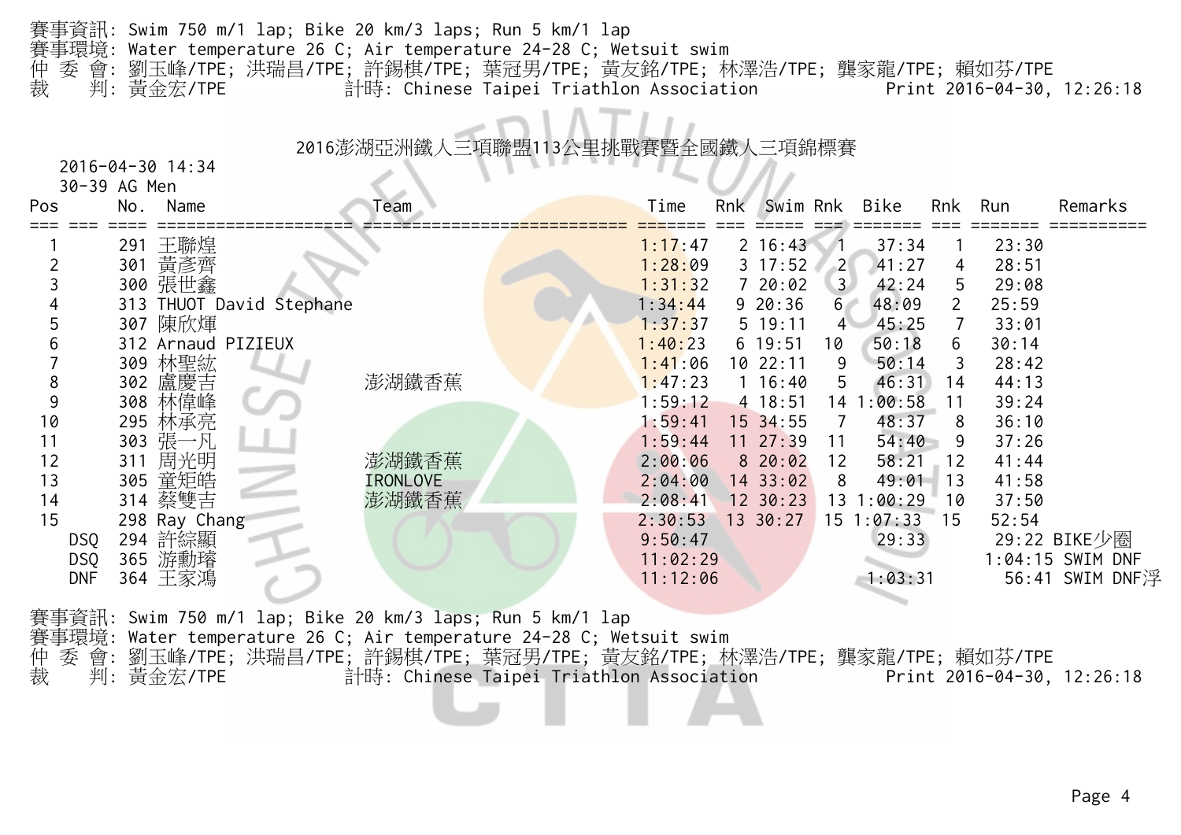賽事資訊: Swim 750 m/1 lap; Bike 20 km/3 laps; Run 5 km/1 lap
賽事環境: Water temperature 26 C; Air temperature 24-28 C; Wetsuit swim
仲 委 會: 劉玉峰/TPE; 洪瑞昌/TPE; 許錫棋/TPE; 葉冠男/TPE; 黃友銘/TPE; 林澤浩/TPE; 龔家龍/TPE; 賴如芬/TPE
裁 判: 黃金宏/TPE 計時: Chinese Taipei Triathlon Association Print 2016-04-30, 12:26:18

## 2016澎湖亞洲鐵人三項聯盟113公里挑戰賽暨全國鐵人三項錦標賽

2016-04-30 14:34

30-39 AG Men

| Pos | No. | Name | Team | Time | Rnk | Swim | Rnk | Bike | Rnk | Run | Remarks |
|---|---|---|---|---|---|---|---|---|---|---|---|
| 1 | 291 | 王聯煌 | | 1:17:47 | 2 | 16:43 | 1 | 37:34 | 1 | 23:30 | |
| 2 | 301 | 黃彥齊 | | 1:28:09 | 3 | 17:52 | 2 | 41:27 | 4 | 28:51 | |
| 3 | 300 | 張世鑫 | | 1:31:32 | 7 | 20:02 | 3 | 42:24 | 5 | 29:08 | |
| 4 | 313 | THUOT David Stephane | | 1:34:44 | 9 | 20:36 | 6 | 48:09 | 2 | 25:59 | |
| 5 | 307 | 陳欣輝 | | 1:37:37 | 5 | 19:11 | 4 | 45:25 | 7 | 33:01 | |
| 6 | 312 | Arnaud PIZIEUX | | 1:40:23 | 6 | 19:51 | 10 | 50:18 | 6 | 30:14 | |
| 7 | 309 | 林聖紘 | | 1:41:06 | 10 | 22:11 | 9 | 50:14 | 3 | 28:42 | |
| 8 | 302 | 盧慶吉 | 澎湖鐵香蕉 | 1:47:23 | 1 | 16:40 | 5 | 46:31 | 14 | 44:13 | |
| 9 | 308 | 林偉峰 | | 1:59:12 | 4 | 18:51 | 14 | 1:00:58 | 11 | 39:24 | |
| 10 | 295 | 林承亮 | | 1:59:41 | 15 | 34:55 | 7 | 48:37 | 8 | 36:10 | |
| 11 | 303 | 張一凡 | | 1:59:44 | 11 | 27:39 | 11 | 54:40 | 9 | 37:26 | |
| 12 | 311 | 周光明 | 澎湖鐵香蕉 | 2:00:06 | 8 | 20:02 | 12 | 58:21 | 12 | 41:44 | |
| 13 | 305 | 童矩皓 | IRONLOVE | 2:04:00 | 14 | 33:02 | 8 | 49:01 | 13 | 41:58 | |
| 14 | 314 | 蔡雙吉 | 澎湖鐵香蕉 | 2:08:41 | 12 | 30:23 | 13 | 1:00:29 | 10 | 37:50 | |
| 15 | 298 | Ray Chang | | 2:30:53 | 13 | 30:27 | 15 | 1:07:33 | 15 | 52:54 | |
| DSQ | 294 | 許綜顯 | | 9:50:47 | | | | 29:33 | | 29:22 | BIKE少圈 |
| DSQ | 365 | 游勳璿 | | 11:02:29 | | | | | | 1:04:15 | SWIM DNF |
| DNF | 364 | 王家鴻 | | 11:12:06 | | | | 1:03:31 | | 56:41 | SWIM DNF浮 |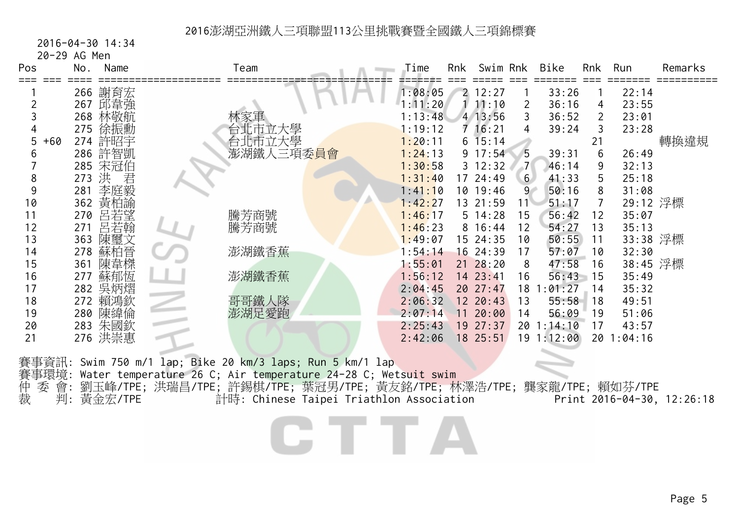# 2016澎湖亞洲鐵人三項聯盟113公里挑戰賽暨全國鐵人三項錦標賽

2016-04-30 14:34

20-29 AG Men

| Pos | | No. | Name | Team | Time | Rnk | Swim | Rnk | Bike | Rnk | Run | Remarks |
|---|---|---|---|---|---|---|---|---|---|---|---|---|
| 1 | | 266 | 謝育宏 | | 1:08:05 | 2 | 12:27 | 1 | 33:26 | 1 | 22:14 | |
| 2 | | 267 | 邱韋強 | | 1:11:20 | 1 | 11:10 | 2 | 36:16 | 4 | 23:55 | |
| 3 | | 268 | 林敬航 | 林家軍 | 1:13:48 | 4 | 13:56 | 3 | 36:52 | 2 | 23:01 | |
| 4 | | 275 | 徐振勳 | 台北市立大學 | 1:19:12 | 7 | 16:21 | 4 | 39:24 | 3 | 23:28 | |
| 5 | +60 | 274 | 許昭宇 | 台北市立大學 | 1:20:11 | 6 | 15:14 | | | 21 | | 轉換違規 |
| 6 | | 286 | 許智凱 | 澎湖鐵人三項委員會 | 1:24:13 | 9 | 17:54 | 5 | 39:31 | 6 | 26:49 | |
| 7 | | 285 | 宋冠伯 | | 1:30:58 | 3 | 12:32 | 7 | 46:14 | 9 | 32:13 | |
| 8 | | 273 | 洪　君 | | 1:31:40 | 17 | 24:49 | 6 | 41:33 | 5 | 25:18 | |
| 9 | | 281 | 李庭毅 | | 1:41:10 | 10 | 19:46 | 9 | 50:16 | 8 | 31:08 | |
| 10 | | 362 | 黃柏諭 | | 1:42:27 | 13 | 21:59 | 11 | 51:17 | 7 | 29:12 | 浮標 |
| 11 | | 270 | 呂若望 | 騰芳商號 | 1:46:17 | 5 | 14:28 | 15 | 56:42 | 12 | 35:07 | |
| 12 | | 271 | 呂若翰 | 騰芳商號 | 1:46:23 | 8 | 16:44 | 12 | 54:27 | 13 | 35:13 | |
| 13 | | 363 | 陳璽文 | | 1:49:07 | 15 | 24:35 | 10 | 50:55 | 11 | 33:38 | 浮標 |
| 14 | | 278 | 蘇柏晉 | 澎湖鐵香蕉 | 1:54:14 | 16 | 24:39 | 17 | 57:07 | 10 | 32:30 | |
| 15 | | 361 | 陳韋櫟 | | 1:55:01 | 21 | 28:20 | 8 | 47:58 | 16 | 38:45 | 浮標 |
| 16 | | 277 | 蘇郁恆 | 澎湖鐵香蕉 | 1:56:12 | 14 | 23:41 | 16 | 56:43 | 15 | 35:49 | |
| 17 | | 282 | 吳炳熠 | | 2:04:45 | 20 | 27:47 | 18 | 1:01:27 | 14 | 35:32 | |
| 18 | | 272 | 賴鴻欽 | 哥哥鐵人隊 | 2:06:32 | 12 | 20:43 | 13 | 55:58 | 18 | 49:51 | |
| 19 | | 280 | 陳緯倫 | 澎湖足愛跑 | 2:07:14 | 11 | 20:00 | 14 | 56:09 | 19 | 51:06 | |
| 20 | | 283 | 朱國欽 | | 2:25:43 | 19 | 27:37 | 20 | 1:14:10 | 17 | 43:57 | |
| 21 | | 276 | 洪崇惠 | | 2:42:06 | 18 | 25:51 | 19 | 1:12:00 | 20 | 1:04:16 | |

賽事資訊: Swim 750 m/1 lap; Bike 20 km/3 laps; Run 5 km/1 lap

賽事環境: Water temperature 26 C; Air temperature 24-28 C; Wetsuit swim

仲 委 會: 劉玉峰/TPE; 洪瑞昌/TPE; 許錫棋/TPE; 葉冠男/TPE; 黃友銘/TPE; 林澤浩/TPE; 龔家龍/TPE; 賴如芬/TPE

裁　 判: 黃金宏/TPE　　計時: Chinese Taipei Triathlon Association　　Print 2016-04-30, 12:26:18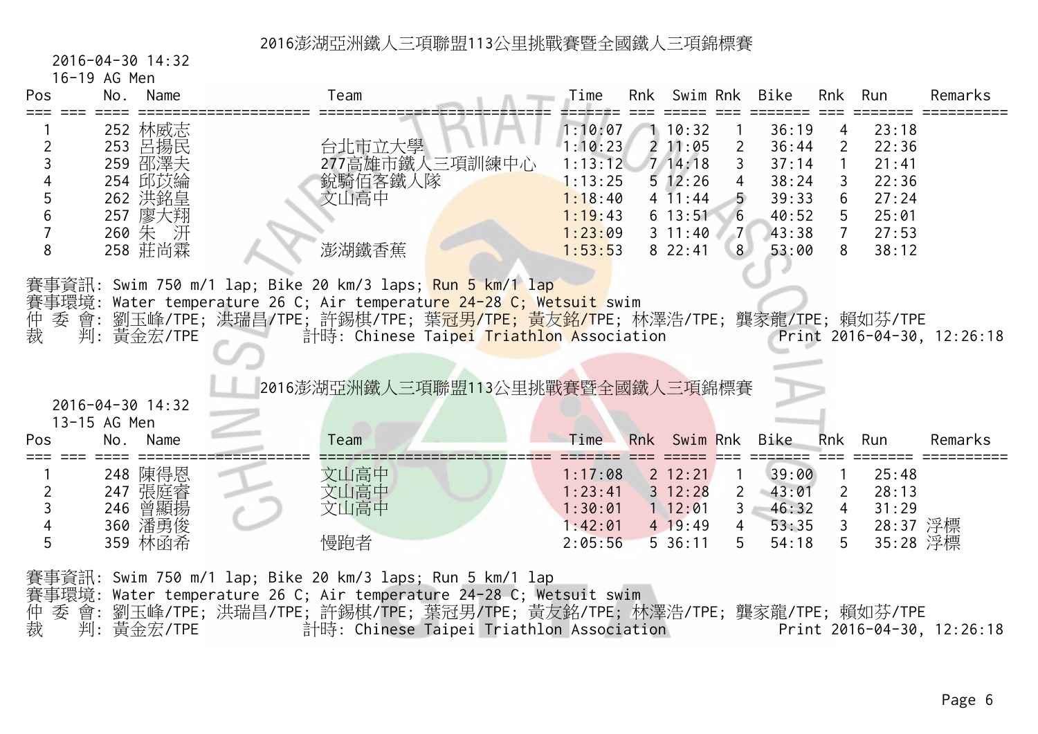## 2016澎湖亞洲鐵人三項聯盟113公里挑戰賽暨全國鐵人三項錦標賽

2016-04-30 14:32

16-19 AG Men

| Pos | No. | Name | Team | Time | Rnk | Swim | Rnk | Bike | Rnk | Run | Remarks |
|---|---|---|---|---|---|---|---|---|---|---|---|
| 1 | 252 | 林威志 | | 1:10:07 | 1 | 10:32 | 1 | 36:19 | 4 | 23:18 | |
| 2 | 253 | 呂揚民 | 台北市立大學 | 1:10:23 | 2 | 11:05 | 2 | 36:44 | 2 | 22:36 | |
| 3 | 259 | 邵澤夫 | 277高雄市鐵人三項訓練中心 | 1:13:12 | 7 | 14:18 | 3 | 37:14 | 1 | 21:41 | |
| 4 | 254 | 邱苡綸 | 銳騎佰客鐵人隊 | 1:13:25 | 5 | 12:26 | 4 | 38:24 | 3 | 22:36 | |
| 5 | 262 | 洪銘皇 | 文山高中 | 1:18:40 | 4 | 11:44 | 5 | 39:33 | 6 | 27:24 | |
| 6 | 257 | 廖大翔 | | 1:19:43 | 6 | 13:51 | 6 | 40:52 | 5 | 25:01 | |
| 7 | 260 | 朱 汧 | | 1:23:09 | 3 | 11:40 | 7 | 43:38 | 7 | 27:53 | |
| 8 | 258 | 莊尚霖 | 澎湖鐵香蕉 | 1:53:53 | 8 | 22:41 | 8 | 53:00 | 8 | 38:12 | |

賽事資訊: Swim 750 m/1 lap; Bike 20 km/3 laps; Run 5 km/1 lap
賽事環境: Water temperature 26 C; Air temperature 24-28 C; Wetsuit swim
仲 委 會: 劉玉峰/TPE; 洪瑞昌/TPE; 許錫棋/TPE; 葉冠男/TPE; 黃友銘/TPE; 林澤浩/TPE; 龔家龍/TPE; 賴如芬/TPE
裁　 判: 黃金宏/TPE　　計時: Chinese Taipei Triathlon Association　　Print 2016-04-30, 12:26:18

## 2016澎湖亞洲鐵人三項聯盟113公里挑戰賽暨全國鐵人三項錦標賽

2016-04-30 14:32

13-15 AG Men

| Pos | No. | Name | Team | Time | Rnk | Swim | Rnk | Bike | Rnk | Run | Remarks |
|---|---|---|---|---|---|---|---|---|---|---|---|
| 1 | 248 | 陳得恩 | 文山高中 | 1:17:08 | 2 | 12:21 | 1 | 39:00 | 1 | 25:48 | |
| 2 | 247 | 張庭睿 | 文山高中 | 1:23:41 | 3 | 12:28 | 2 | 43:01 | 2 | 28:13 | |
| 3 | 246 | 曾顯揚 | 文山高中 | 1:30:01 | 1 | 12:01 | 3 | 46:32 | 4 | 31:29 | |
| 4 | 360 | 潘勇俊 | | 1:42:01 | 4 | 19:49 | 4 | 53:35 | 3 | 28:37 | 浮標 |
| 5 | 359 | 林函希 | 慢跑者 | 2:05:56 | 5 | 36:11 | 5 | 54:18 | 5 | 35:28 | 浮標 |

賽事資訊: Swim 750 m/1 lap; Bike 20 km/3 laps; Run 5 km/1 lap
賽事環境: Water temperature 26 C; Air temperature 24-28 C; Wetsuit swim
仲 委 會: 劉玉峰/TPE; 洪瑞昌/TPE; 許錫棋/TPE; 葉冠男/TPE; 黃友銘/TPE; 林澤浩/TPE; 龔家龍/TPE; 賴如芬/TPE
裁　 判: 黃金宏/TPE　　計時: Chinese Taipei Triathlon Association　　Print 2016-04-30, 12:26:18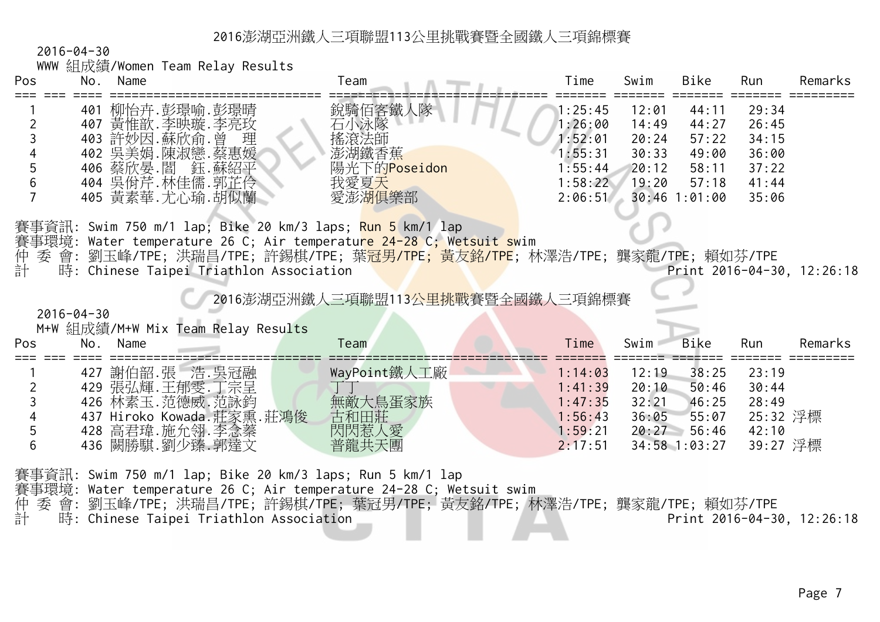## 2016澎湖亞洲鐵人三項聯盟113公里挑戰賽暨全國鐵人三項錦標賽

2016-04-30

WWW 組成績/Women Team Relay Results

| Pos | No. | Name | Team | Time | Swim | Bike | Run | Remarks |
|---|---|---|---|---|---|---|---|---|
| 1 | 401 | 柳怡卉.彭璟喻.彭璟晴 | 銳騎佰客鐵人隊 | 1:25:45 | 12:01 | 44:11 | 29:34 | |
| 2 | 407 | 黃惟歆.李映璇.李亮玟 | 石小泳隊 | 1:26:00 | 14:49 | 44:27 | 26:45 | |
| 3 | 403 | 許妙因.蘇欣俞.曾 理 | 搖滾法師 | 1:52:01 | 20:24 | 57:22 | 34:15 | |
| 4 | 402 | 吳美娟.陳淑戀.蔡惠媛 | 澎湖鐵香蕉 | 1:55:31 | 30:33 | 49:00 | 36:00 | |
| 5 | 406 | 蔡欣晏.闔 鈺.蘇紹平 | 陽光下的Poseidon | 1:55:44 | 20:12 | 58:11 | 37:22 | |
| 6 | 404 | 吳佾芹.林佳儒.郭芷伶 | 我愛夏天 | 1:58:22 | 19:20 | 57:18 | 41:44 | |
| 7 | 405 | 黃素華.尤心瑜.胡似蘭 | 愛澎湖俱樂部 | 2:06:51 | 30:46 | 1:01:00 | 35:06 | |

賽事資訊: Swim 750 m/1 lap; Bike 20 km/3 laps; Run 5 km/1 lap
賽事環境: Water temperature 26 C; Air temperature 24-28 C; Wetsuit swim
仲 委 會: 劉玉峰/TPE; 洪瑞昌/TPE; 許錫棋/TPE; 葉冠男/TPE; 黃友銘/TPE; 林澤浩/TPE; 龔家龍/TPE; 賴如芬/TPE
計 時: Chinese Taipei Triathlon Association　　Print 2016-04-30, 12:26:18

## 2016澎湖亞洲鐵人三項聯盟113公里挑戰賽暨全國鐵人三項錦標賽

2016-04-30

M+W 組成績/M+W Mix Team Relay Results

| Pos | No. | Name | Team | Time | Swim | Bike | Run | Remarks |
|---|---|---|---|---|---|---|---|---|
| 1 | 427 | 謝伯韶.張 浩.吳冠融 | WayPoint鐵人工廠 | 1:14:03 | 12:19 | 38:25 | 23:19 | |
| 2 | 429 | 張弘輝.王郁雯.丁宗呈 | 丁丁 | 1:41:39 | 20:10 | 50:46 | 30:44 | |
| 3 | 426 | 林素玉.范德威.范詠鈞 | 無敵大鳥蛋家族 | 1:47:35 | 32:21 | 46:25 | 28:49 | |
| 4 | 437 | Hiroko Kowada.莊家熏.莊鴻俊 | 古和田莊 | 1:56:43 | 36:05 | 55:07 | 25:32 | 浮標 |
| 5 | 428 | 高君瑋.施允翎.李念蓁 | 閃閃惹人愛 | 1:59:21 | 20:27 | 56:46 | 42:10 | |
| 6 | 436 | 闕勝騏.劉少臻.郭達文 | 普龍共天團 | 2:17:51 | 34:58 | 1:03:27 | 39:27 | 浮標 |

賽事資訊: Swim 750 m/1 lap; Bike 20 km/3 laps; Run 5 km/1 lap
賽事環境: Water temperature 26 C; Air temperature 24-28 C; Wetsuit swim
仲 委 會: 劉玉峰/TPE; 洪瑞昌/TPE; 許錫棋/TPE; 葉冠男/TPE; 黃友銘/TPE; 林澤浩/TPE; 龔家龍/TPE; 賴如芬/TPE
計 時: Chinese Taipei Triathlon Association　　Print 2016-04-30, 12:26:18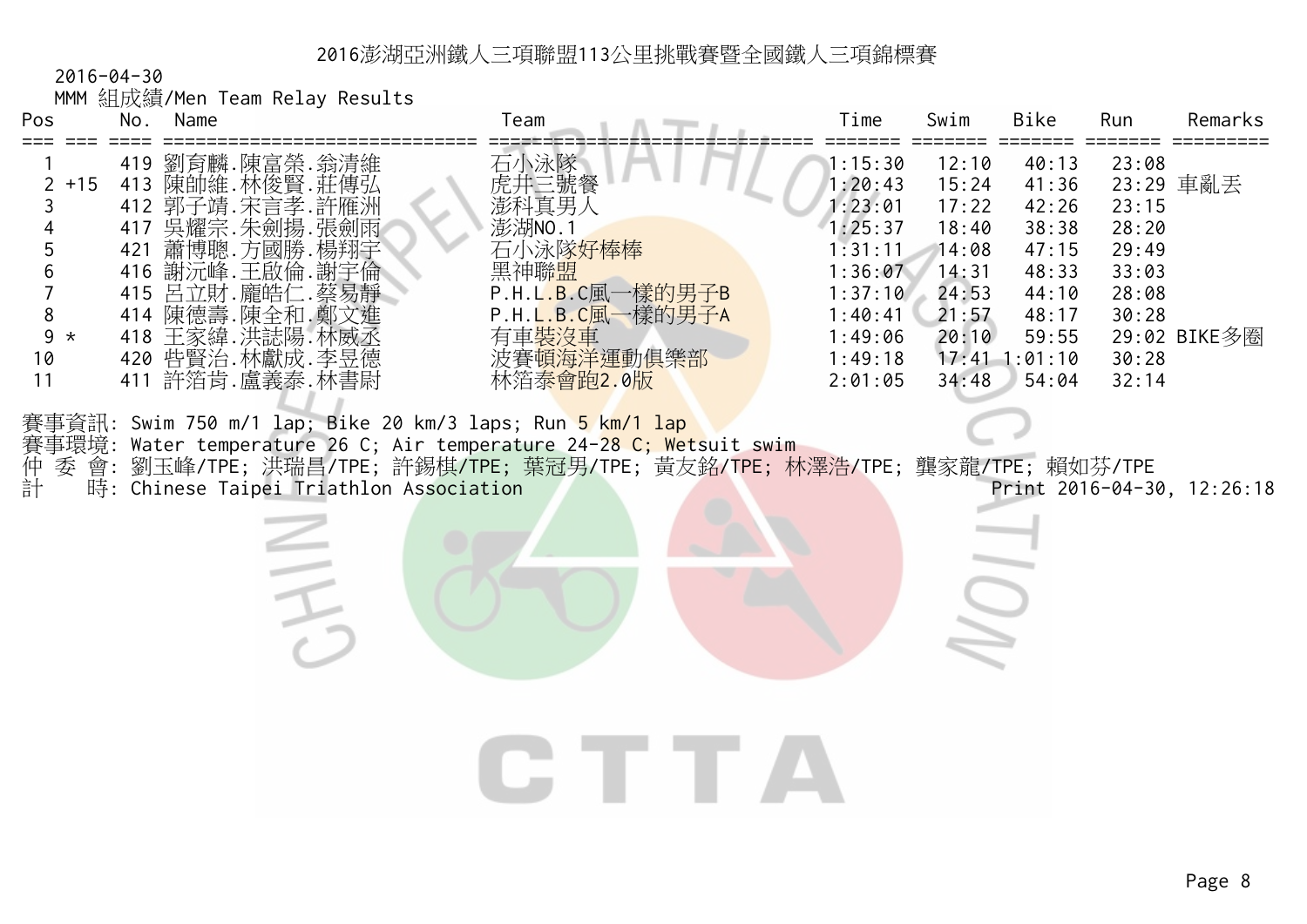# 2016澎湖亞洲鐵人三項聯盟113公里挑戰賽暨全國鐵人三項錦標賽

2016-04-30

MMM 組成績/Men Team Relay Results

| Pos | | No. | Name | Team | Time | Swim | Bike | Run | Remarks |
|---|---|---|---|---|---|---|---|---|---|
| 1 | | 419 | 劉育麟.陳富榮.翁清維 | 石小泳隊 | 1:15:30 | 12:10 | 40:13 | 23:08 | |
| 2 | +15 | 413 | 陳帥維.林俊賢.莊傳弘 | 虎井三號餐 | 1:20:43 | 15:24 | 41:36 | 23:29 | 車亂丟 |
| 3 | | 412 | 郭子靖.宋言孝.許雁洲 | 澎科真男人 | 1:23:01 | 17:22 | 42:26 | 23:15 | |
| 4 | | 417 | 吳耀宗.朱劍揚.張劍雨 | 澎湖NO.1 | 1:25:37 | 18:40 | 38:38 | 28:20 | |
| 5 | | 421 | 蕭博聰.方國勝.楊翔宇 | 石小泳隊好棒棒 | 1:31:11 | 14:08 | 47:15 | 29:49 | |
| 6 | | 416 | 謝沅峰.王啟倫.謝宇倫 | 黑神聯盟 | 1:36:07 | 14:31 | 48:33 | 33:03 | |
| 7 | | 415 | 呂立財.龐皓仁.蔡易靜 | P.H.L.B.C風一樣的男子B | 1:37:10 | 24:53 | 44:10 | 28:08 | |
| 8 | | 414 | 陳德壽.陳全和.鄭文進 | P.H.L.B.C風一樣的男子A | 1:40:41 | 21:57 | 48:17 | 30:28 | |
| 9 | * | 418 | 王家緯.洪誌陽.林威丞 | 有車裝沒車 | 1:49:06 | 20:10 | 59:55 | 29:02 | BIKE多圈 |
| 10 | | 420 | 呰賢治.林獻成.李昱德 | 波賽頓海洋運動俱樂部 | 1:49:18 | 17:41 | 1:01:10 | 30:28 | |
| 11 | | 411 | 許箔肯.盧義泰.林書尉 | 林箔泰會跑2.0版 | 2:01:05 | 34:48 | 54:04 | 32:14 | |

賽事資訊: Swim 750 m/1 lap; Bike 20 km/3 laps; Run 5 km/1 lap
賽事環境: Water temperature 26 C; Air temperature 24-28 C; Wetsuit swim
仲 委 會: 劉玉峰/TPE; 洪瑞昌/TPE; 許錫棋/TPE; 葉冠男/TPE; 黃友銘/TPE; 林澤浩/TPE; 龔家龍/TPE; 賴如芬/TPE
計 　 時: Chinese Taipei Triathlon Association　　Print 2016-04-30, 12:26:18